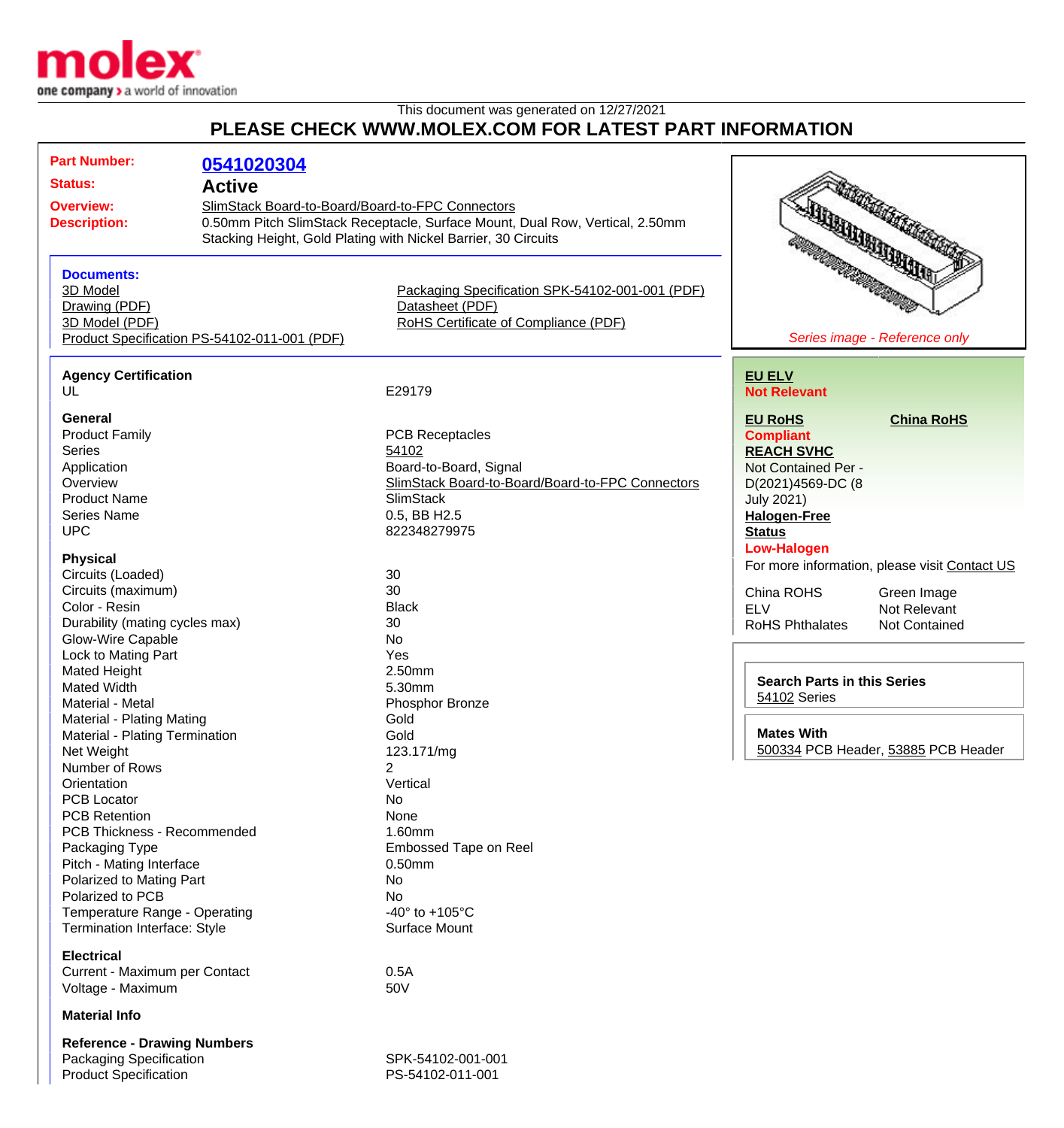This document was generated on 12/27/2021

**PLEASE CHECK WWW.MOLEX.COM FOR LATEST PART INFORMATION**

| | |
|---|---|
| **Part Number:** | **0541020304** |
| **Status:** | **Active** |
| **Overview:** | SlimStack Board-to-Board/Board-to-FPC Connectors |
| **Description:** | 0.50mm Pitch SlimStack Receptacle, Surface Mount, Dual Row, Vertical, 2.50mm Stacking Height, Gold Plating with Nickel Barrier, 30 Circuits |

**Documents:**

- 3D Model
- Drawing (PDF)
- 3D Model (PDF)
- Product Specification PS-54102-011-001 (PDF)
- Packaging Specification SPK-54102-001-001 (PDF)
- Datasheet (PDF)
- RoHS Certificate of Compliance (PDF)

*Series image - Reference only*

**Agency Certification**

| | |
|---|---|
| UL | E29179 |

**General**

| | |
|---|---|
| Product Family | PCB Receptacles |
| Series | 54102 |
| Application | Board-to-Board, Signal |
| Overview | SlimStack Board-to-Board/Board-to-FPC Connectors |
| Product Name | SlimStack |
| Series Name | 0.5, BB H2.5 |
| UPC | 822348279975 |

**Physical**

| | |
|---|---|
| Circuits (Loaded) | 30 |
| Circuits (maximum) | 30 |
| Color - Resin | Black |
| Durability (mating cycles max) | 30 |
| Glow-Wire Capable | No |
| Lock to Mating Part | Yes |
| Mated Height | 2.50mm |
| Mated Width | 5.30mm |
| Material - Metal | Phosphor Bronze |
| Material - Plating Mating | Gold |
| Material - Plating Termination | Gold |
| Net Weight | 123.171/mg |
| Number of Rows | 2 |
| Orientation | Vertical |
| PCB Locator | No |
| PCB Retention | None |
| PCB Thickness - Recommended | 1.60mm |
| Packaging Type | Embossed Tape on Reel |
| Pitch - Mating Interface | 0.50mm |
| Polarized to Mating Part | No |
| Polarized to PCB | No |
| Temperature Range - Operating | -40° to +105°C |
| Termination Interface: Style | Surface Mount |

**Electrical**

| | |
|---|---|
| Current - Maximum per Contact | 0.5A |
| Voltage - Maximum | 50V |

**Material Info**

**Reference - Drawing Numbers**

| | |
|---|---|
| Packaging Specification | SPK-54102-001-001 |
| Product Specification | PS-54102-011-001 |

**EU ELV**
**Not Relevant**

**EU RoHS** — **Compliant**

**China RoHS**

**REACH SVHC**
Not Contained Per - D(2021)4569-DC (8 July 2021)

**Halogen-Free Status**
**Low-Halogen**

For more information, please visit Contact US

| | |
|---|---|
| China ROHS | Green Image |
| ELV | Not Relevant |
| RoHS Phthalates | Not Contained |

**Search Parts in this Series**
54102 Series

**Mates With**
500334 PCB Header, 53885 PCB Header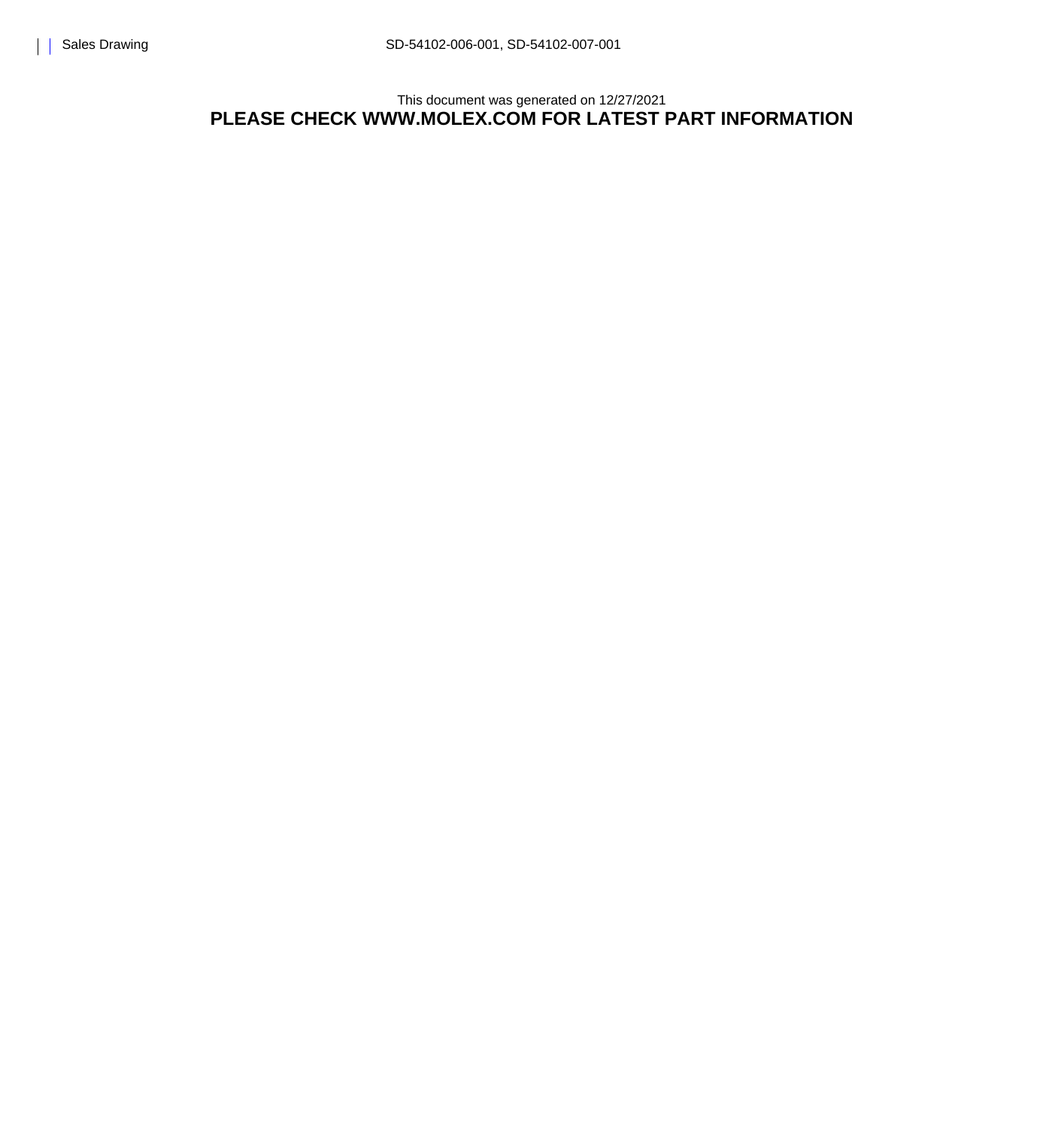This document was generated on 12/27/2021

**PLEASE CHECK WWW.MOLEX.COM FOR LATEST PART INFORMATION**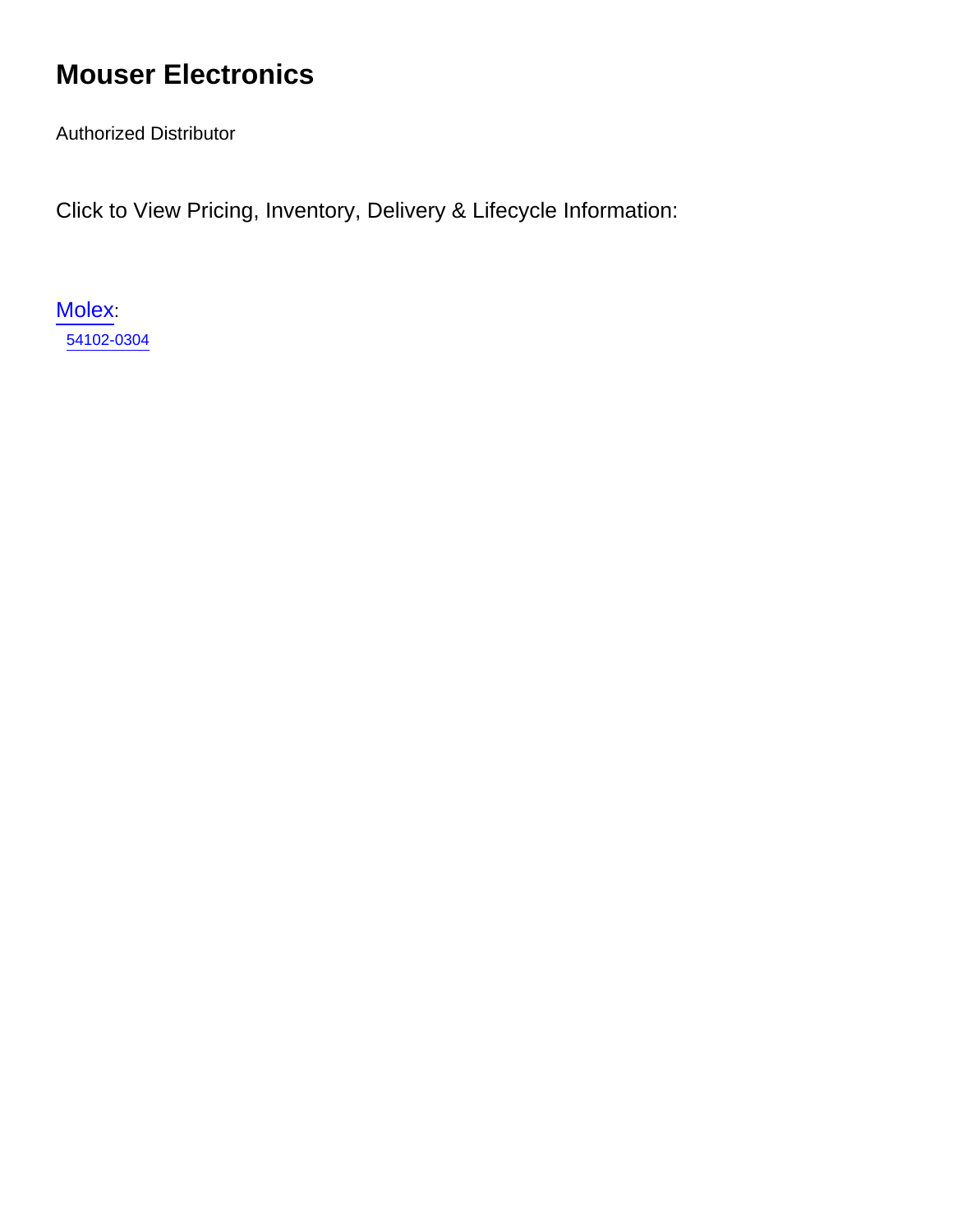# Mouser Electronics

Authorized Distributor

Click to View Pricing, Inventory, Delivery & Lifecycle Information:

Molex:

54102-0304